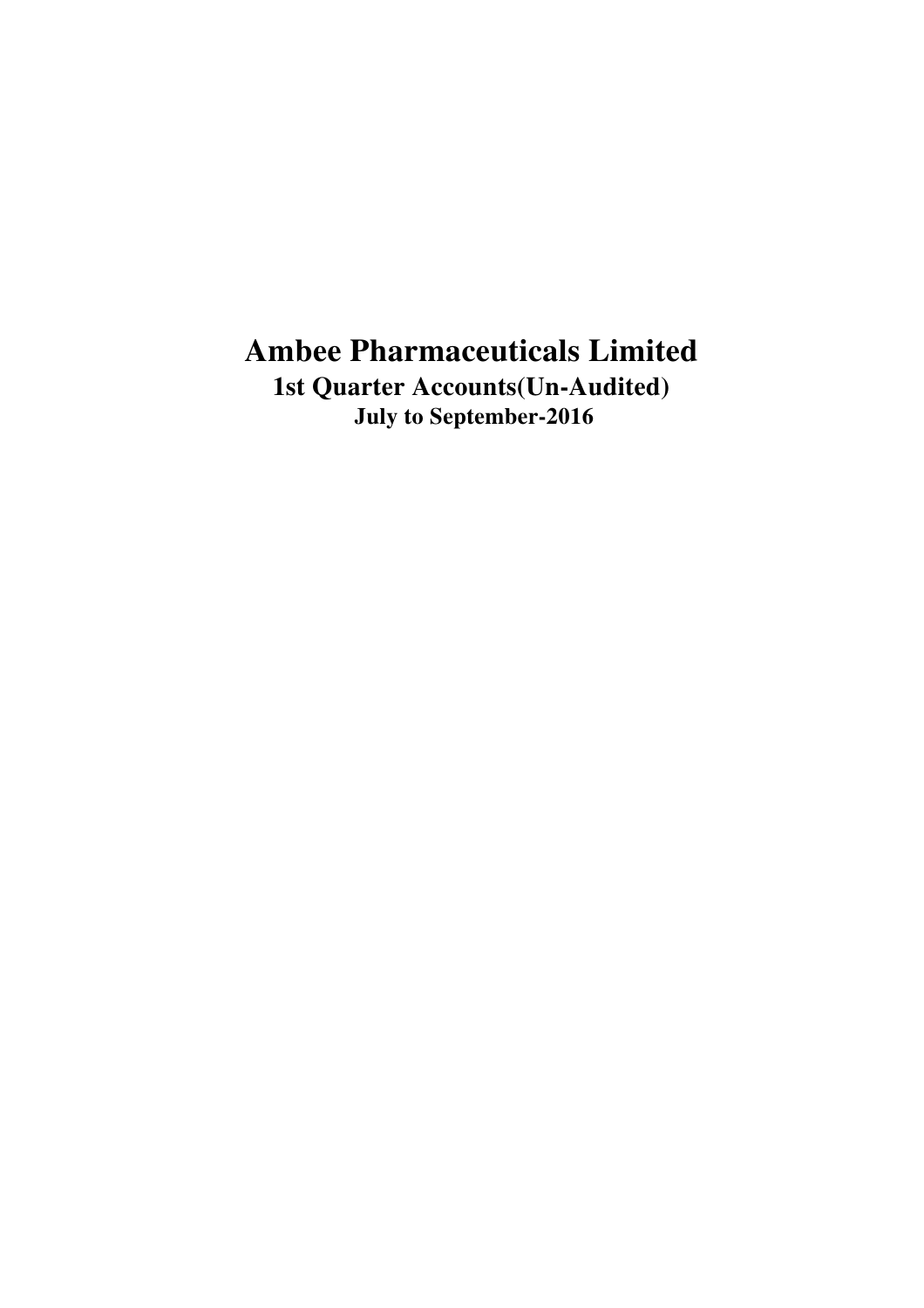# Ambee Pharmaceuticals Limited

## 1st Quarter Accounts(Un-Audited)

### July to September-2016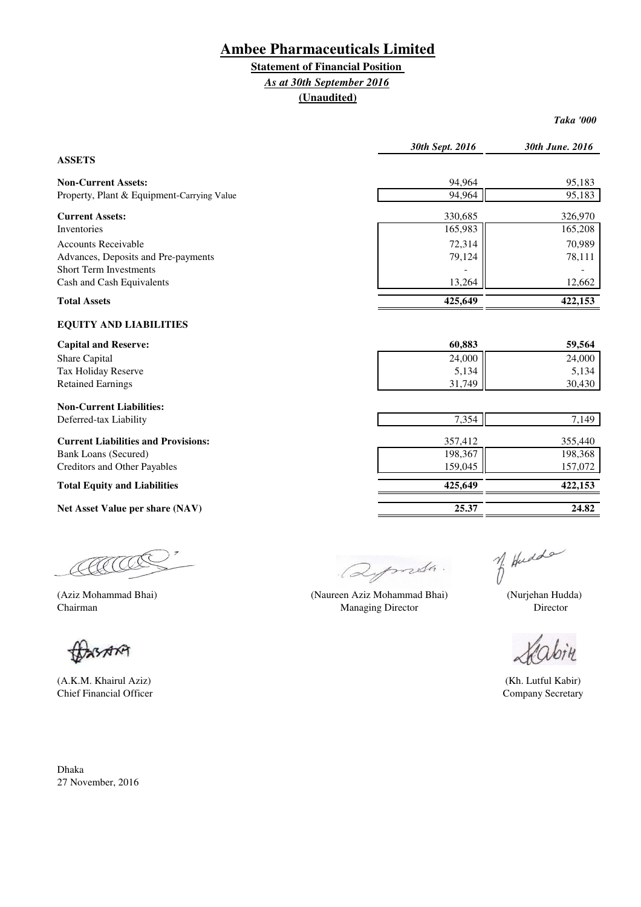# Ambee Pharmaceuticals Limited

## Statement of Financial Position

*As at 30th September 2016*

**(Unaudited)**

*Taka '000*

| | *30th Sept. 2016* | *30th June. 2016* |
|---|---|---|
| **ASSETS** | | |
| **Non-Current Assets:** | 94,964 | 95,183 |
| Property, Plant & Equipment-Carrying Value | 94,964 | 95,183 |
| **Current Assets:** | 330,685 | 326,970 |
| Inventories | 165,983 | 165,208 |
| Accounts Receivable | 72,314 | 70,989 |
| Advances, Deposits and Pre-payments | 79,124 | 78,111 |
| Short Term Investments | - | - |
| Cash and Cash Equivalents | 13,264 | 12,662 |
| **Total Assets** | **425,649** | **422,153** |
| **EQUITY AND LIABILITIES** | | |
| **Capital and Reserve:** | **60,883** | **59,564** |
| Share Capital | 24,000 | 24,000 |
| Tax Holiday Reserve | 5,134 | 5,134 |
| Retained Earnings | 31,749 | 30,430 |
| **Non-Current Liabilities:** | | |
| Deferred-tax Liability | 7,354 | 7,149 |
| **Current Liabilities and Provisions:** | 357,412 | 355,440 |
| Bank Loans (Secured) | 198,367 | 198,368 |
| Creditors and Other Payables | 159,045 | 157,072 |
| **Total Equity and Liabilities** | **425,649** | **422,153** |
| **Net Asset Value per share (NAV)** | **25.37** | **24.82** |

(Aziz Mohammad Bhai)
Chairman

(Naureen Aziz Mohammad Bhai)
Managing Director

(Nurjehan Hudda)
Director

(A.K.M. Khairul Aziz)
Chief Financial Officer

(Kh. Lutful Kabir)
Company Secretary

Dhaka
27 November, 2016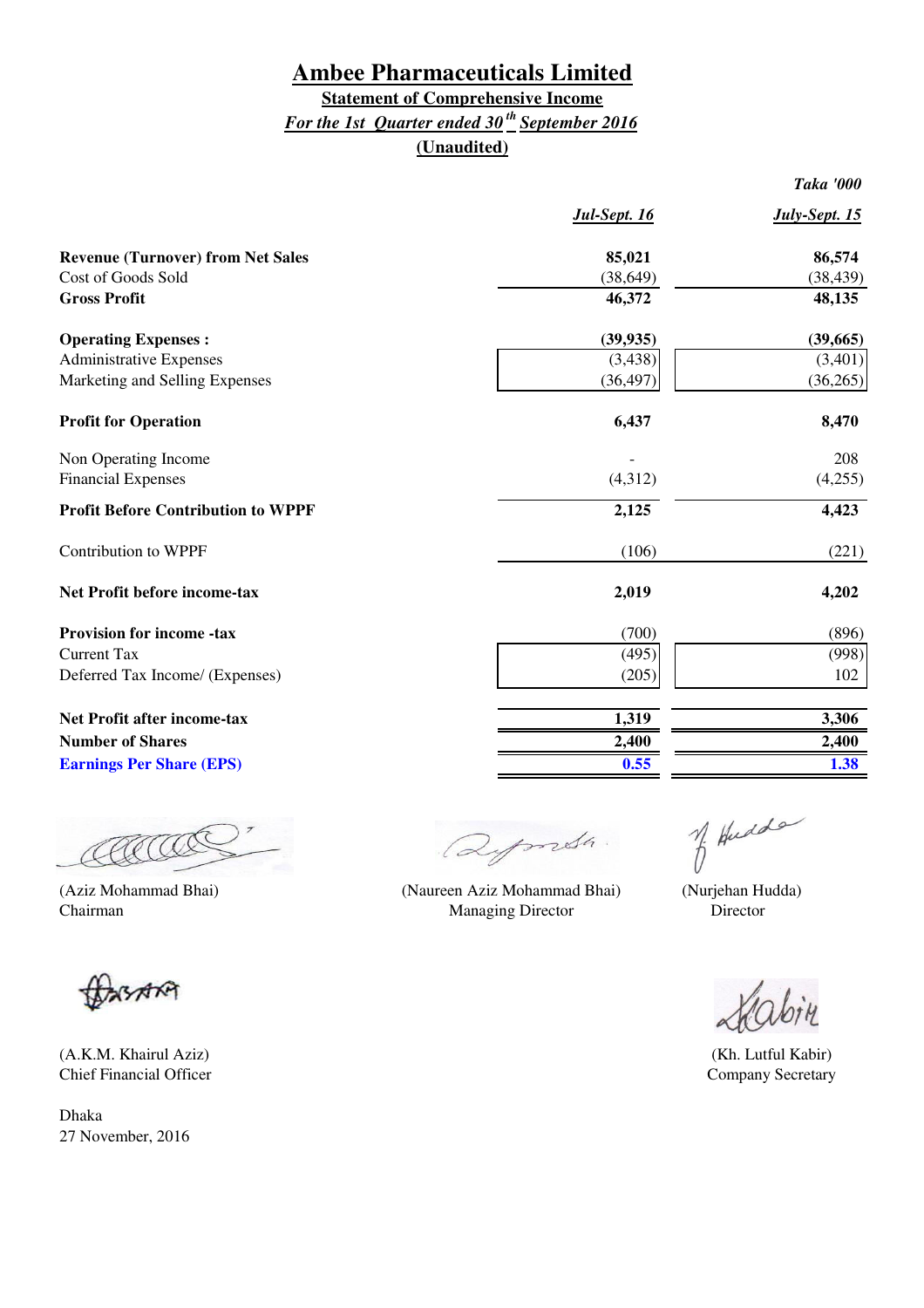# Ambee Pharmaceuticals Limited

## Statement of Comprehensive Income

***For the 1st Quarter ended 30th September 2016***

**(Unaudited)**

*Taka '000*

| | *Jul-Sept. 16* | *July-Sept. 15* |
|---|---|---|
| **Revenue (Turnover) from Net Sales** | **85,021** | **86,574** |
| Cost of Goods Sold | (38,649) | (38,439) |
| **Gross Profit** | **46,372** | **48,135** |
| | | |
| **Operating Expenses :** | **(39,935)** | **(39,665)** |
| Administrative Expenses | (3,438) | (3,401) |
| Marketing and Selling Expenses | (36,497) | (36,265) |
| | | |
| **Profit for Operation** | **6,437** | **8,470** |
| | | |
| Non Operating Income | - | 208 |
| Financial Expenses | (4,312) | (4,255) |
| **Profit Before Contribution to WPPF** | **2,125** | **4,423** |
| | | |
| Contribution to WPPF | (106) | (221) |
| | | |
| **Net Profit before income-tax** | **2,019** | **4,202** |
| | | |
| **Provision for income -tax** | (700) | (896) |
| Current Tax | (495) | (998) |
| Deferred Tax Income/ (Expenses) | (205) | 102 |
| | | |
| **Net Profit after income-tax** | **1,319** | **3,306** |
| **Number of Shares** | **2,400** | **2,400** |
| **Earnings Per Share (EPS)** | **0.55** | **1.38** |

(Aziz Mohammad Bhai)
Chairman

(Naureen Aziz Mohammad Bhai)
Managing Director

(Nurjehan Hudda)
Director

(A.K.M. Khairul Aziz)
Chief Financial Officer

(Kh. Lutful Kabir)
Company Secretary

Dhaka
27 November, 2016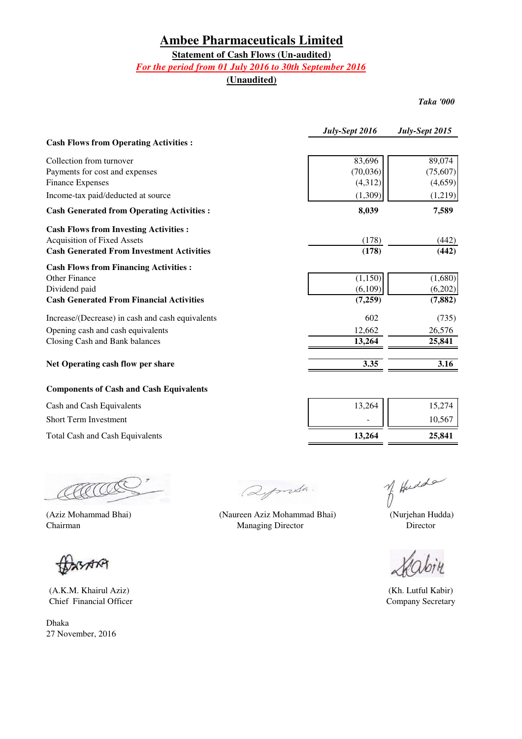# Ambee Pharmaceuticals Limited

**Statement of Cash Flows (Un-audited)**

*For the period from 01 July 2016 to 30th September 2016*

**(Unaudited)**

*Taka '000*

| | *July-Sept 2016* | *July-Sept 2015* |
|---|---|---|
| **Cash Flows from Operating Activities :** | | |
| Collection from turnover | 83,696 | 89,074 |
| Payments for cost and expenses | (70,036) | (75,607) |
| Finance Expenses | (4,312) | (4,659) |
| Income-tax paid/deducted at source | (1,309) | (1,219) |
| **Cash Generated from Operating Activities :** | **8,039** | **7,589** |
| **Cash Flows from Investing Activities :** | | |
| Acquisition of Fixed Assets | (178) | (442) |
| **Cash Generated From Investment Activities** | **(178)** | **(442)** |
| **Cash Flows from Financing Activities :** | | |
| Other Finance | (1,150) | (1,680) |
| Dividend paid | (6,109) | (6,202) |
| **Cash Generated From Financial Activities** | **(7,259)** | **(7,882)** |
| Increase/(Decrease) in cash and cash equivalents | 602 | (735) |
| Opening cash and cash equivalents | 12,662 | 26,576 |
| Closing Cash and Bank balances | **13,264** | **25,841** |
| **Net Operating cash flow per share** | **3.35** | **3.16** |
| **Components of Cash and Cash Equivalents** | | |
| Cash and Cash Equivalents | 13,264 | 15,274 |
| Short Term Investment | - | 10,567 |
| Total Cash and Cash Equivalents | **13,264** | **25,841** |

(Aziz Mohammad Bhai)
Chairman

(Naureen Aziz Mohammad Bhai)
Managing Director

(Nurjehan Hudda)
Director

(A.K.M. Khairul Aziz)
Chief Financial Officer

(Kh. Lutful Kabir)
Company Secretary

Dhaka
27 November, 2016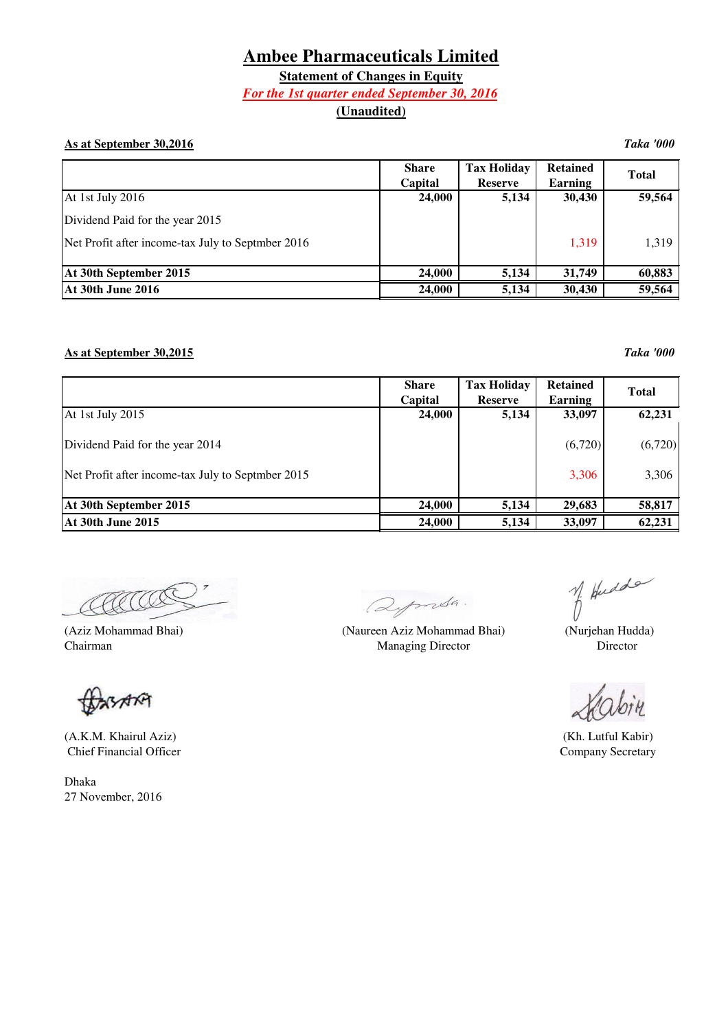# Ambee Pharmaceuticals Limited

**Statement of Changes in Equity**

***For the 1st quarter ended September 30, 2016***

**(Unaudited)**

**As at September 30,2016** *Taka '000*

| | Share Capital | Tax Holiday Reserve | Retained Earning | Total |
|---|---|---|---|---|
| At 1st July 2016 | 24,000 | 5,134 | 30,430 | 59,564 |
| Dividend Paid for the year 2015 | | | | |
| Net Profit after income-tax July to Septmber 2016 | | | 1,319 | 1,319 |
| **At 30th September 2015** | **24,000** | **5,134** | **31,749** | **60,883** |
| **At 30th June 2016** | **24,000** | **5,134** | **30,430** | **59,564** |

**As at September 30,2015** *Taka '000*

| | Share Capital | Tax Holiday Reserve | Retained Earning | Total |
|---|---|---|---|---|
| At 1st July 2015 | 24,000 | 5,134 | 33,097 | 62,231 |
| Dividend Paid for the year 2014 | | | (6,720) | (6,720) |
| Net Profit after income-tax July to Septmber 2015 | | | 3,306 | 3,306 |
| **At 30th September 2015** | **24,000** | **5,134** | **29,683** | **58,817** |
| **At 30th June 2015** | **24,000** | **5,134** | **33,097** | **62,231** |

(Aziz Mohammad Bhai)
Chairman

(Naureen Aziz Mohammad Bhai)
Managing Director

(Nurjehan Hudda)
Director

(A.K.M. Khairul Aziz)
Chief Financial Officer

(Kh. Lutful Kabir)
Company Secretary

Dhaka
27 November, 2016